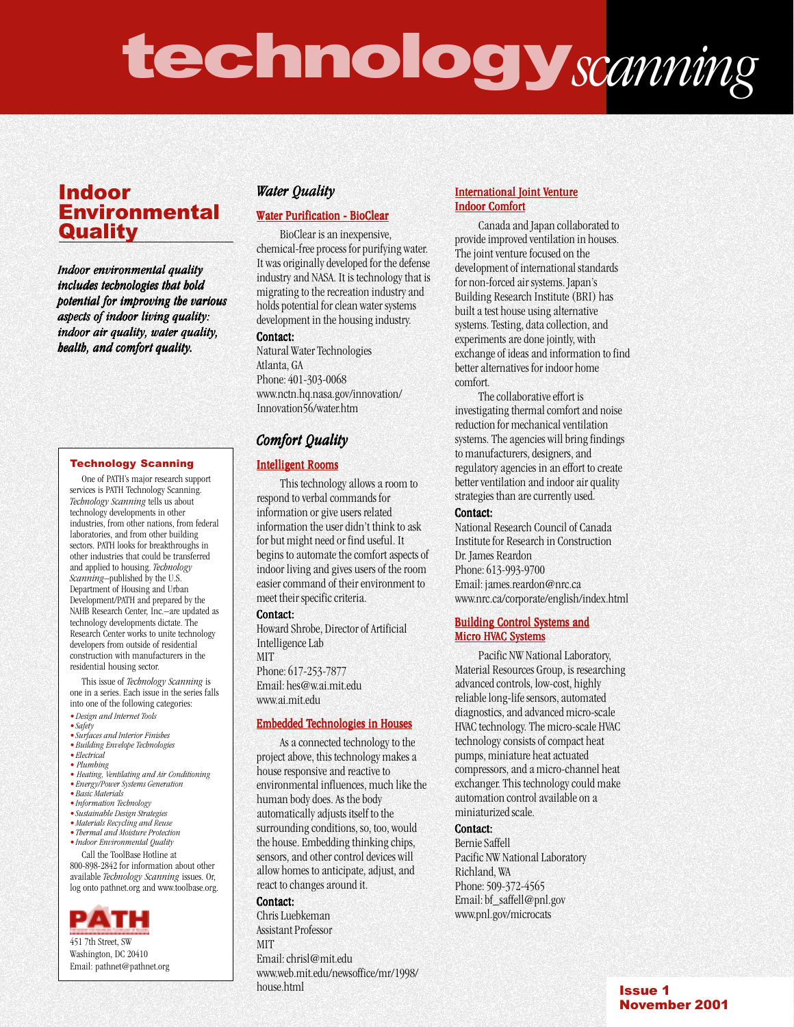# technology *scanning*

## Indoor Environmental Quality

***Indoor environmental quality includes technologies that hold potential for improving the various aspects of indoor living quality: indoor air quality, water quality, health, and comfort quality.***

### Technology Scanning

One of PATH's major research support services is PATH Technology Scanning. *Technology Scanning* tells us about technology developments in other industries, from other nations, from federal laboratories, and from other building sectors. PATH looks for breakthroughs in other industries that could be transferred and applied to housing. *Technology Scanning*–published by the U.S. Department of Housing and Urban Development/PATH and prepared by the NAHB Research Center, Inc.–are updated as technology developments dictate. The Research Center works to unite technology developers from outside of residential construction with manufacturers in the residential housing sector.

This issue of *Technology Scanning* is one in a series. Each issue in the series falls into one of the following categories:

- *Design and Internet Tools*
- *Safety*
- *Surfaces and Interior Finishes*
- *Building Envelope Technologies*
- *Electrical*
- *Plumbing*
- *Heating, Ventilating and Air Conditioning*
- *Energy/Power Systems Generation*
- *Basic Materials*
- *Information Technology*
- *Sustainable Design Strategies*
- *Materials Recycling and Reuse*
- *Thermal and Moisture Protection*
- *Indoor Environmental Quality*

Call the ToolBase Hotline at 800-898-2842 for information about other available *Technology Scanning* issues. Or, log onto pathnet.org and www.toolbase.org.

PATH
451 7th Street, SW
Washington, DC 20410
Email: pathnet@pathnet.org

## *Water Quality*

### Water Purification - BioClear

BioClear is an inexpensive, chemical-free process for purifying water. It was originally developed for the defense industry and NASA. It is technology that is migrating to the recreation industry and holds potential for clean water systems development in the housing industry.

**Contact:**
Natural Water Technologies
Atlanta, GA
Phone: 401-303-0068
www.nctn.hq.nasa.gov/innovation/Innovation56/water.htm

## *Comfort Quality*

### Intelligent Rooms

This technology allows a room to respond to verbal commands for information or give users related information the user didn't think to ask for but might need or find useful. It begins to automate the comfort aspects of indoor living and gives users of the room easier command of their environment to meet their specific criteria.

**Contact:**
Howard Shrobe, Director of Artificial Intelligence Lab
MIT
Phone: 617-253-7877
Email: hes@w.ai.mit.edu
www.ai.mit.edu

### Embedded Technologies in Houses

As a connected technology to the project above, this technology makes a house responsive and reactive to environmental influences, much like the human body does. As the body automatically adjusts itself to the surrounding conditions, so, too, would the house. Embedding thinking chips, sensors, and other control devices will allow homes to anticipate, adjust, and react to changes around it.

**Contact:**
Chris Luebkeman
Assistant Professor
MIT
Email: chrisl@mit.edu
www.web.mit.edu/newsoffice/mr/1998/house.html

### International Joint Venture Indoor Comfort

Canada and Japan collaborated to provide improved ventilation in houses. The joint venture focused on the development of international standards for non-forced air systems. Japan's Building Research Institute (BRI) has built a test house using alternative systems. Testing, data collection, and experiments are done jointly, with exchange of ideas and information to find better alternatives for indoor home comfort.

The collaborative effort is investigating thermal comfort and noise reduction for mechanical ventilation systems. The agencies will bring findings to manufacturers, designers, and regulatory agencies in an effort to create better ventilation and indoor air quality strategies than are currently used.

**Contact:**
National Research Council of Canada
Institute for Research in Construction
Dr. James Reardon
Phone: 613-993-9700
Email: james.reardon@nrc.ca
www.nrc.ca/corporate/english/index.html

### Building Control Systems and Micro HVAC Systems

Pacific NW National Laboratory, Material Resources Group, is researching advanced controls, low-cost, highly reliable long-life sensors, automated diagnostics, and advanced micro-scale HVAC technology. The micro-scale HVAC technology consists of compact heat pumps, miniature heat actuated compressors, and a micro-channel heat exchanger. This technology could make automation control available on a miniaturized scale.

**Contact:**
Bernie Saffell
Pacific NW National Laboratory
Richland, WA
Phone: 509-372-4565
Email: bf_saffell@pnl.gov
www.pnl.gov/microcats

**Issue 1**
**November 2001**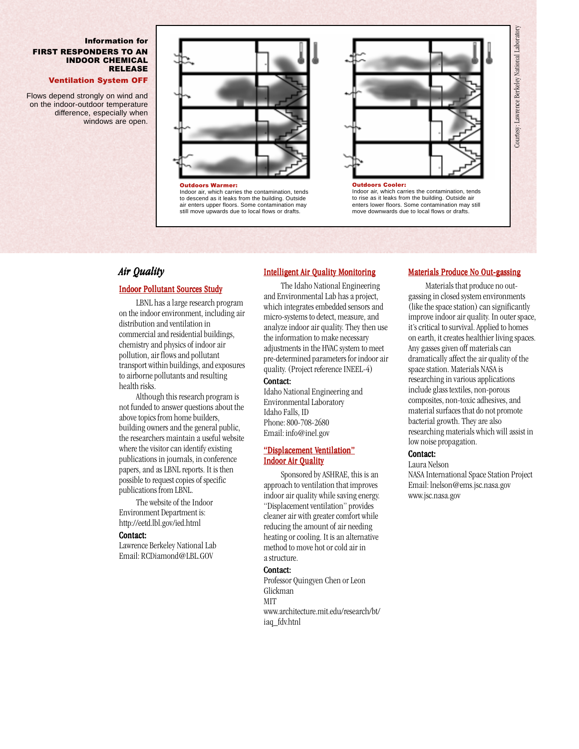**Information for**
**FIRST RESPONDERS TO AN INDOOR CHEMICAL RELEASE**

**Ventilation System OFF**

Flows depend strongly on wind and on the indoor-outdoor temperature difference, especially when windows are open.

**Outdoors Warmer:**
Indoor air, which carries the contamination, tends to descend as it leaks from the building. Outside air enters upper floors. Some contamination may still move upwards due to local flows or drafts.

**Outdoors Cooler:**
Indoor air, which carries the contamination, tends to rise as it leaks from the building. Outside air enters lower floors. Some contamination may still move downwards due to local flows or drafts.

Courtesy: Lawrence Berkeley National Laboratory

## *Air Quality*

### Indoor Pollutant Sources Study

LBNL has a large research program on the indoor environment, including air distribution and ventilation in commercial and residential buildings, chemistry and physics of indoor air pollution, air flows and pollutant transport within buildings, and exposures to airborne pollutants and resulting health risks.

Although this research program is not funded to answer questions about the above topics from home builders, building owners and the general public, the researchers maintain a useful website where the visitor can identify existing publications in journals, in conference papers, and as LBNL reports. It is then possible to request copies of specific publications from LBNL.

The website of the Indoor Environment Department is: http://eetd.lbl.gov/ied.html

**Contact:**
Lawrence Berkeley National Lab
Email: RCDiamond@LBL.GOV

### Intelligent Air Quality Monitoring

The Idaho National Engineering and Environmental Lab has a project, which integrates embedded sensors and micro-systems to detect, measure, and analyze indoor air quality. They then use the information to make necessary adjustments in the HVAC system to meet pre-determined parameters for indoor air quality. (Project reference INEEL-4)

**Contact:**
Idaho National Engineering and Environmental Laboratory
Idaho Falls, ID
Phone: 800-708-2680
Email: info@inel.gov

### "Displacement Ventilation" Indoor Air Quality

Sponsored by ASHRAE, this is an approach to ventilation that improves indoor air quality while saving energy. "Displacement ventilation" provides cleaner air with greater comfort while reducing the amount of air needing heating or cooling. It is an alternative method to move hot or cold air in a structure.

**Contact:**
Professor Quingyen Chen or Leon Glickman
MIT
www.architecture.mit.edu/research/bt/iaq_fdv.htnl

### Materials Produce No Out-gassing

Materials that produce no out-gassing in closed system environments (like the space station) can significantly improve indoor air quality. In outer space, it's critical to survival. Applied to homes on earth, it creates healthier living spaces. Any gasses given off materials can dramatically affect the air quality of the space station. Materials NASA is researching in various applications include glass textiles, non-porous composites, non-toxic adhesives, and material surfaces that do not promote bacterial growth. They are also researching materials which will assist in low noise propagation.

**Contact:**
Laura Nelson
NASA International Space Station Project
Email: lnelson@ems.jsc.nasa.gov
www.jsc.nasa.gov